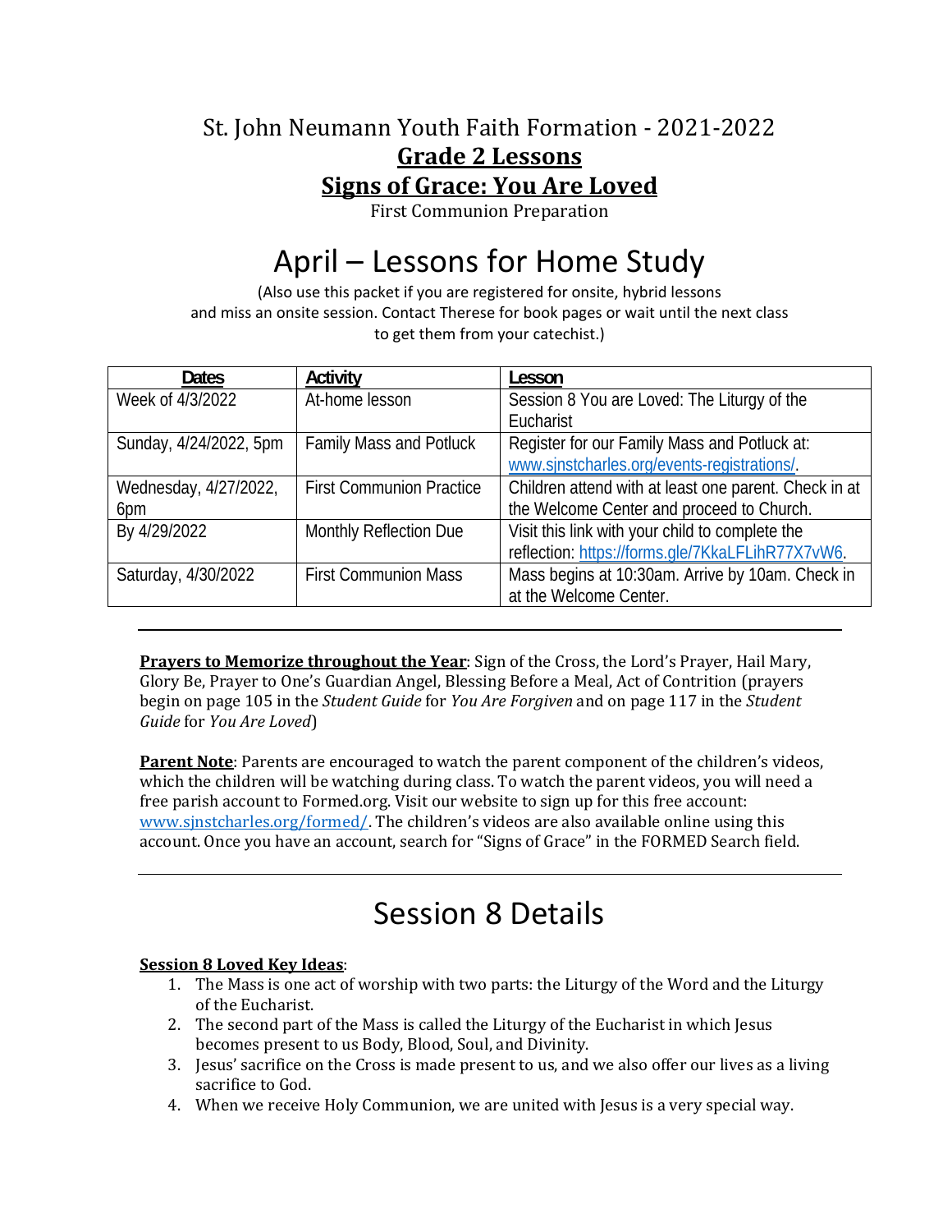# St. John Neumann Youth Faith Formation - 2021-2022

## **Grade 2 Lessons**

## **Signs of Grace: You Are Loved**

First Communion Preparation

# April – Lessons for Home Study

(Also use this packet if you are registered for onsite, hybrid lessons and miss an onsite session. Contact Therese for book pages or wait until the next class to get them from your catechist.)

| Dates | Activity | Lesson |
| --- | --- | --- |
| Week of 4/3/2022 | At-home lesson | Session 8 You are Loved: The Liturgy of the Eucharist |
| Sunday, 4/24/2022, 5pm | Family Mass and Potluck | Register for our Family Mass and Potluck at: www.sjnstcharles.org/events-registrations/. |
| Wednesday, 4/27/2022, 6pm | First Communion Practice | Children attend with at least one parent. Check in at the Welcome Center and proceed to Church. |
| By 4/29/2022 | Monthly Reflection Due | Visit this link with your child to complete the reflection: https://forms.gle/7KkaLFLihR77X7vW6. |
| Saturday, 4/30/2022 | First Communion Mass | Mass begins at 10:30am. Arrive by 10am. Check in at the Welcome Center. |

---

**Prayers to Memorize throughout the Year**: Sign of the Cross, the Lord's Prayer, Hail Mary, Glory Be, Prayer to One's Guardian Angel, Blessing Before a Meal, Act of Contrition (prayers begin on page 105 in the *Student Guide* for *You Are Forgiven* and on page 117 in the *Student Guide* for *You Are Loved*)

**Parent Note**: Parents are encouraged to watch the parent component of the children's videos, which the children will be watching during class. To watch the parent videos, you will need a free parish account to Formed.org. Visit our website to sign up for this free account: www.sjnstcharles.org/formed/. The children's videos are also available online using this account. Once you have an account, search for "Signs of Grace" in the FORMED Search field.

---

# Session 8 Details

**Session 8 Loved Key Ideas**:

1. The Mass is one act of worship with two parts: the Liturgy of the Word and the Liturgy of the Eucharist.
2. The second part of the Mass is called the Liturgy of the Eucharist in which Jesus becomes present to us Body, Blood, Soul, and Divinity.
3. Jesus' sacrifice on the Cross is made present to us, and we also offer our lives as a living sacrifice to God.
4. When we receive Holy Communion, we are united with Jesus is a very special way.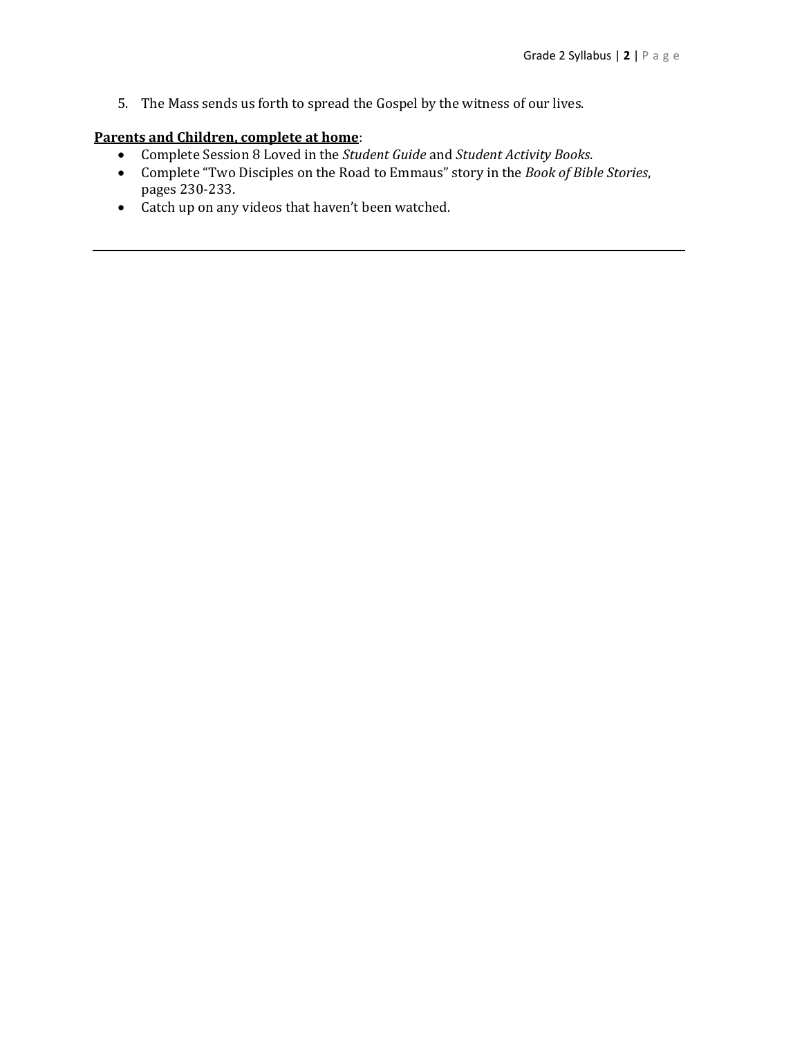5. The Mass sends us forth to spread the Gospel by the witness of our lives.

**<u>Parents and Children, complete at home</u>**:

- Complete Session 8 Loved in the *Student Guide* and *Student Activity Books*.
- Complete "Two Disciples on the Road to Emmaus" story in the *Book of Bible Stories*, pages 230-233.
- Catch up on any videos that haven't been watched.

---